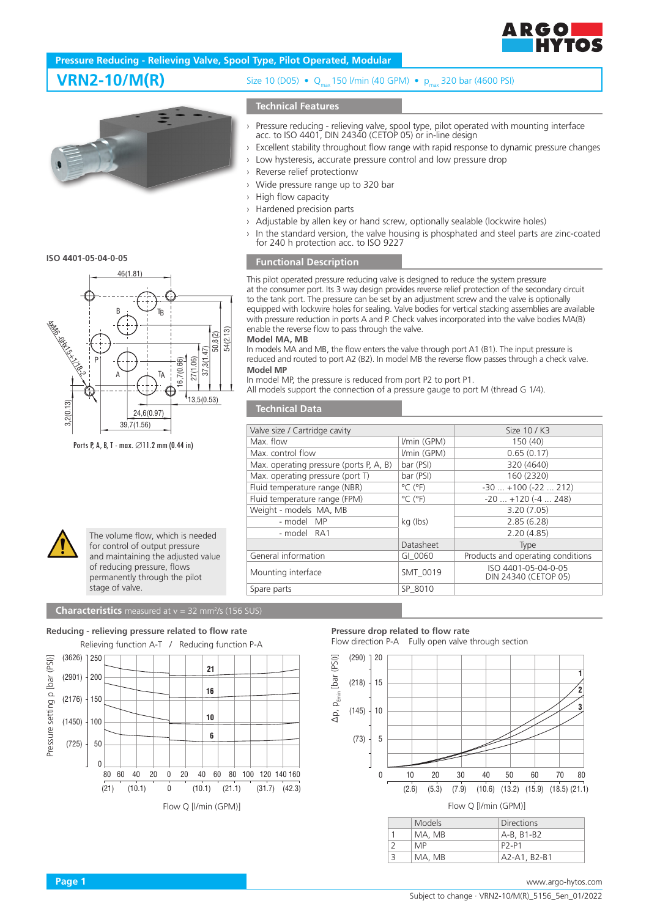# Pressure Reducing - Relieving Valve, Spool Type, Pilot Operated, Modular

## VRN2-10/M(R)

Size 10 (D05) • $Q_{max}$ 150 l/min (40 GPM) • $p_{max}$ 320 bar (4600 PSI)

## Technical Features

- Pressure reducing - relieving valve, spool type, pilot operated with mounting interface acc. to ISO 4401, DIN 24340 (CETOP 05) or in-line design
- Excellent stability throughout flow range with rapid response to dynamic pressure changes
- Low hysteresis, accurate pressure control and low pressure drop
- Reverse relief protectionw
- Wide pressure range up to 320 bar
- High flow capacity
- Hardened precision parts
- Adjustable by allen key or hand screw, optionally sealable (lockwire holes)
- In the standard version, the valve housing is phosphated and steel parts are zinc-coated for 240 h protection acc. to ISO 9227

**ISO 4401-05-04-0-05**

Ports P, A, B, T - max. ∅11.2 mm (0.44 in)

## Functional Description

This pilot operated pressure reducing valve is designed to reduce the system pressure at the consumer port. Its 3 way design provides reverse relief protection of the secondary circuit to the tank port. The pressure can be set by an adjustment screw and the valve is optionally equipped with lockwire holes for sealing. Valve bodies for vertical stacking assemblies are available with pressure reduction in ports A and P. Check valves incorporated into the valve bodies MA(B) enable the reverse flow to pass through the valve.

**Model MA, MB**

In models MA and MB, the flow enters the valve through port A1 (B1). The input pressure is reduced and routed to port A2 (B2). In model MB the reverse flow passes through a check valve.

**Model MP**

In model MP, the pressure is reduced from port P2 to port P1.

All models support the connection of a pressure gauge to port M (thread G 1/4).

## Technical Data

| Valve size / Cartridge cavity | | Size 10 / K3 |
|---|---|---|
| Max. flow | l/min (GPM) | 150 (40) |
| Max. control flow | l/min (GPM) | 0.65 (0.17) |
| Max. operating pressure (ports P, A, B) | bar (PSI) | 320 (4640) |
| Max. operating pressure (port T) | bar (PSI) | 160 (2320) |
| Fluid temperature range (NBR) | °C (°F) | -30 ... +100 (-22 ... 212) |
| Fluid temperature range (FPM) | °C (°F) | -20 ... +120 (-4 ... 248) |
| Weight - models MA, MB | kg (lbs) | 3.20 (7.05) |
| - model MP | kg (lbs) | 2.85 (6.28) |
| - model RA1 | kg (lbs) | 2.20 (4.85) |
| | Datasheet | Type |
| General information | GI_0060 | Products and operating conditions |
| Mounting interface | SMT_0019 | ISO 4401-05-04-0-05 DIN 24340 (CETOP 05) |
| Spare parts | SP_8010 | |

The volume flow, which is needed for control of output pressure and maintaining the adjusted value of reducing pressure, flows permanently through the pilot stage of valve.

## Characteristics measured at ν = 32 mm²/s (156 SUS)

**Reducing - relieving pressure related to flow rate**

Relieving function A-T / Reducing function P-A

**Pressure drop related to flow rate**

Flow direction P-A Fully open valve through section

| | Models | Directions |
|---|---|---|
| 1 | MA, MB | A-B, B1-B2 |
| 2 | MP | P2-P1 |
| 3 | MA, MB | A2-A1, B2-B1 |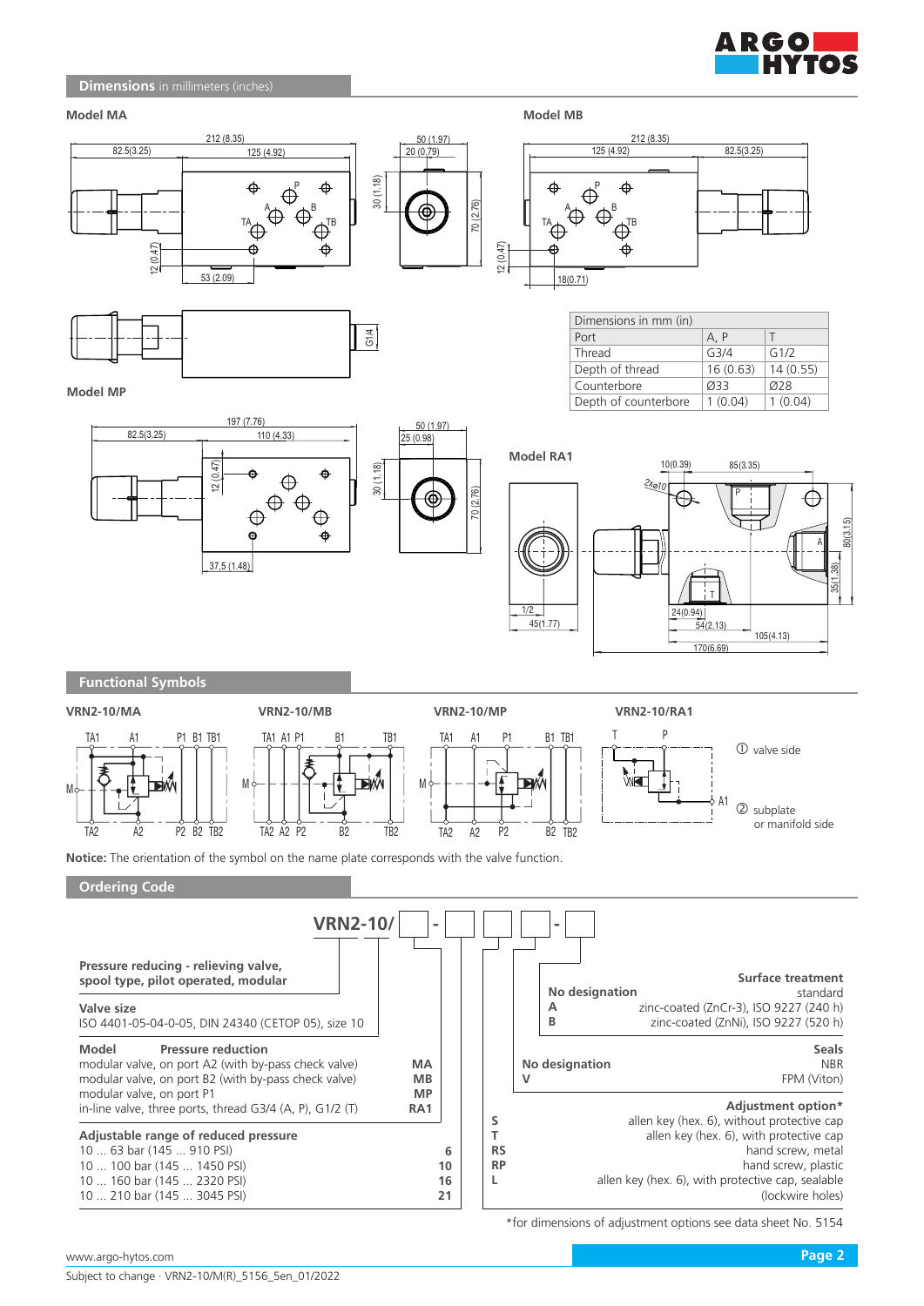## Dimensions in millimeters (inches)

### Model MA

212 (8.35)
82.5(3.25)
125 (4.92)
50 (1.97)
20 (0.79)
30 (1.18)
70 (2.76)
12 (0.47)
53 (2.09)
P A B TA TB
G1/4

### Model MB

212 (8.35)
125 (4.92)
82.5(3.25)
12 (0.47)
18(0.71)
P A B TA TB

| Dimensions in mm (in) | | |
|---|---|---|
| Port | A, P | T |
| Thread | G3/4 | G1/2 |
| Depth of thread | 16 (0.63) | 14 (0.55) |
| Counterbore | Ø33 | Ø28 |
| Depth of counterbore | 1 (0.04) | 1 (0.04) |

### Model MP

197 (7.76)
82.5(3.25)
110 (4.33)
50 (1.97)
25 (0.98)
12 (0.47)
30 (1.18)
70 (2.76)
37,5 (1.48)

### Model RA1

10(0.39)
85(3.35)
2xø10
P A T
80(3.15)
35(1.38)
1/2
45(1.77)
24(0.94)
54(2.13)
105(4.13)
170(6.69)

## Functional Symbols

**VRN2-10/MA**

TA1 A1 P1 B1 TB1
M
TA2 A2 P2 B2 TB2

**VRN2-10/MB**

TA1 A1 P1 B1 TB1
M
TA2 A2 P2 B2 TB2

**VRN2-10/MP**

TA1 A1 P1 B1 TB1
M
TA2 A2 P2 B2 TB2

**VRN2-10/RA1**

T P
A1

① valve side

② subplate or manifold side

**Notice:** The orientation of the symbol on the name plate corresponds with the valve function.

## Ordering Code

**VRN2-10/** ☐ - ☐ ☐ ☐ - ☐

**Pressure reducing - relieving valve, spool type, pilot operated, modular**

**Valve size**
ISO 4401-05-04-0-05, DIN 24340 (CETOP 05), size 10

| **Model** | **Pressure reduction** | |
|---|---|---|
| modular valve, on port A2 (with by-pass check valve) | | **MA** |
| modular valve, on port B2 (with by-pass check valve) | | **MB** |
| modular valve, on port P1 | | **MP** |
| in-line valve, three ports, thread G3/4 (A, P), G1/2 (T) | | **RA1** |

**Adjustable range of reduced pressure**

| | |
|---|---|
| 10 ... 63 bar (145 ... 910 PSI) | **6** |
| 10 ... 100 bar (145 ... 1450 PSI) | **10** |
| 10 ... 160 bar (145 ... 2320 PSI) | **16** |
| 10 ... 210 bar (145 ... 3045 PSI) | **21** |

**Surface treatment**

| | |
|---|---|
| **No designation** | standard |
| **A** | zinc-coated (ZnCr-3), ISO 9227 (240 h) |
| **B** | zinc-coated (ZnNi), ISO 9227 (520 h) |

**Seals**

| | |
|---|---|
| **No designation** | NBR |
| **V** | FPM (Viton) |

**Adjustment option***

| | |
|---|---|
| **S** | allen key (hex. 6), without protective cap |
| **T** | allen key (hex. 6), with protective cap |
| **RS** | hand screw, metal |
| **RP** | hand screw, plastic |
| **L** | allen key (hex. 6), with protective cap, sealable (lockwire holes) |

*for dimensions of adjustment options see data sheet No. 5154

www.argo-hytos.com

Subject to change · VRN2-10/M(R)_5156_5en_01/2022